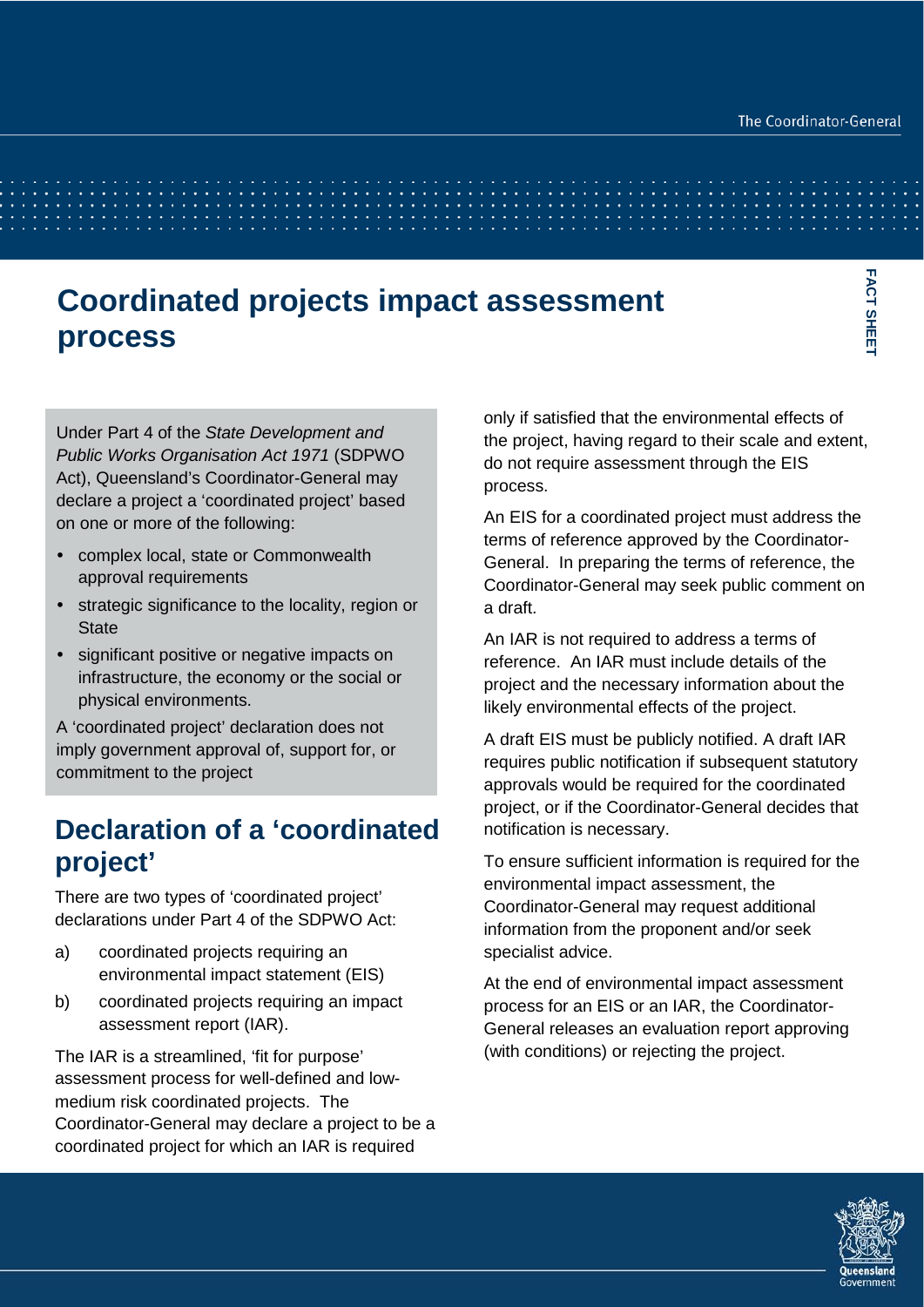# Coordinated projects impact assessment process

Under Part 4 of the *State Development and Public Works Organisation Act 1971* (SDPWO Act), Queensland's Coordinator-General may declare a project a 'coordinated project' based on one or more of the following:

- complex local, state or Commonwealth approval requirements
- strategic significance to the locality, region or State
- significant positive or negative impacts on infrastructure, the economy or the social or physical environments.

A 'coordinated project' declaration does not imply government approval of, support for, or commitment to the project

## Declaration of a 'coordinated project'

There are two types of 'coordinated project' declarations under Part 4 of the SDPWO Act:

a) coordinated projects requiring an environmental impact statement (EIS)

b) coordinated projects requiring an impact assessment report (IAR).

The IAR is a streamlined, 'fit for purpose' assessment process for well-defined and low-medium risk coordinated projects. The Coordinator-General may declare a project to be a coordinated project for which an IAR is required only if satisfied that the environmental effects of the project, having regard to their scale and extent, do not require assessment through the EIS process.

An EIS for a coordinated project must address the terms of reference approved by the Coordinator-General. In preparing the terms of reference, the Coordinator-General may seek public comment on a draft.

An IAR is not required to address a terms of reference. An IAR must include details of the project and the necessary information about the likely environmental effects of the project.

A draft EIS must be publicly notified. A draft IAR requires public notification if subsequent statutory approvals would be required for the coordinated project, or if the Coordinator-General decides that notification is necessary.

To ensure sufficient information is required for the environmental impact assessment, the Coordinator-General may request additional information from the proponent and/or seek specialist advice.

At the end of environmental impact assessment process for an EIS or an IAR, the Coordinator-General releases an evaluation report approving (with conditions) or rejecting the project.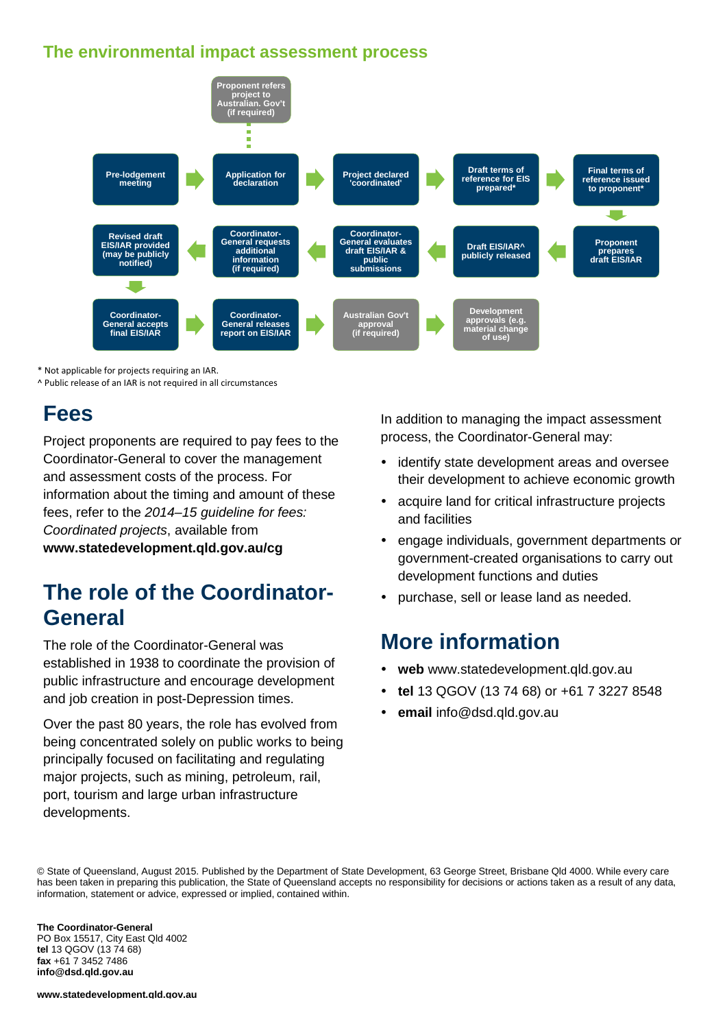## The environmental impact assessment process

Proponent refers project to Australian. Gov't (if required)

Pre-lodgement meeting

Application for declaration

Project declared 'coordinated'

Draft terms of reference for EIS prepared*

Final terms of reference issued to proponent*

Proponent prepares draft EIS/IAR

Draft EIS/IAR^ publicly released

Coordinator-General evaluates draft EIS/IAR & public submissions

Coordinator-General requests additional information (if required)

Revised draft EIS/IAR provided (may be publicly notified)

Coordinator-General accepts final EIS/IAR

Coordinator-General releases report on EIS/IAR

Australian Gov't approval (if required)

Development approvals (e.g. material change of use)

\* Not applicable for projects requiring an IAR.
^ Public release of an IAR is not required in all circumstances

## Fees

Project proponents are required to pay fees to the Coordinator-General to cover the management and assessment costs of the process. For information about the timing and amount of these fees, refer to the *2014–15 guideline for fees: Coordinated projects*, available from **www.statedevelopment.qld.gov.au/cg**

## The role of the Coordinator-General

The role of the Coordinator-General was established in 1938 to coordinate the provision of public infrastructure and encourage development and job creation in post-Depression times.

Over the past 80 years, the role has evolved from being concentrated solely on public works to being principally focused on facilitating and regulating major projects, such as mining, petroleum, rail, port, tourism and large urban infrastructure developments.

In addition to managing the impact assessment process, the Coordinator-General may:

- identify state development areas and oversee their development to achieve economic growth
- acquire land for critical infrastructure projects and facilities
- engage individuals, government departments or government-created organisations to carry out development functions and duties
- purchase, sell or lease land as needed.

## More information

- **web** www.statedevelopment.qld.gov.au
- **tel** 13 QGOV (13 74 68) or +61 7 3227 8548
- **email** info@dsd.qld.gov.au

© State of Queensland, August 2015. Published by the Department of State Development, 63 George Street, Brisbane Qld 4000. While every care has been taken in preparing this publication, the State of Queensland accepts no responsibility for decisions or actions taken as a result of any data, information, statement or advice, expressed or implied, contained within.

**The Coordinator-General**
PO Box 15517, City East Qld 4002
**tel** 13 QGOV (13 74 68)
**fax** +61 7 3452 7486
**info@dsd.qld.gov.au**

**www.statedevelopment.qld.gov.au**